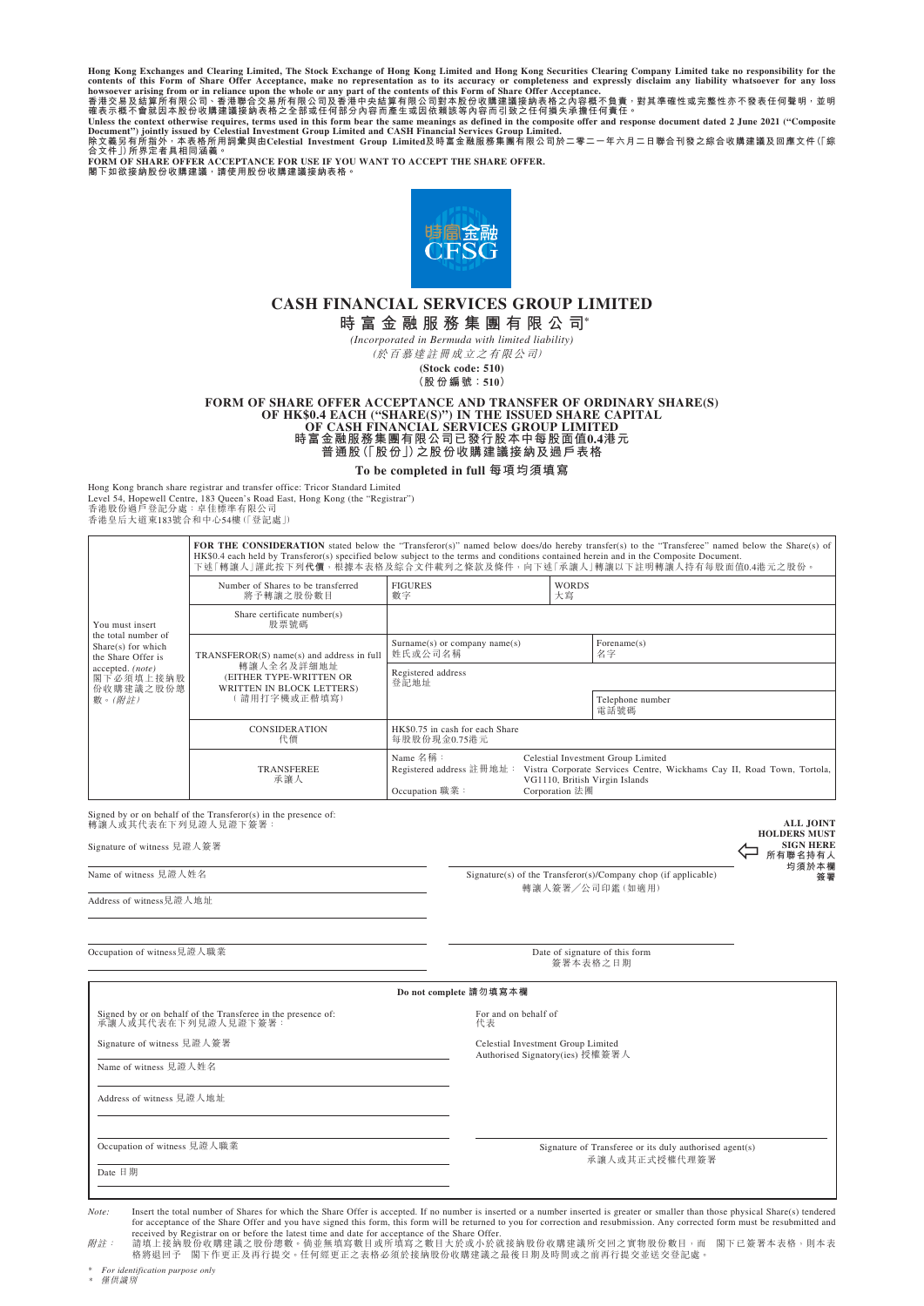**Hong Kong Exchanges and Clearing Limited, The Stock Exchange of Hong Kong Limited and Hong Kong Securities Clearing Company Limited take no responsibility for the contents of this Form of Share Offer Acceptance, make no representation as to its accuracy or completeness and expressly disclaim any liability whatsoever for any loss howsoever arising from or in reliance upon the whole or any part of the contents of this Form of Share Offer Acceptance.**

**香港交易及結算所有限公司、香港聯合交易所有限公司及香港中央結算有限公司對本股份收購建議接納表格之內容概不負責，對其準確性或完整性亦不發表任何聲明，並明確表示概不會就因本股份收購建議接納表格之全部或任何部分內容而產生或因依賴該等內容而引致之任何損失承擔任何責任。**

**Unless the context otherwise requires, terms used in this form bear the same meanings as defined in the composite offer and response document dated 2 June 2021 ("Composite Document") jointly issued by Celestial Investment Group Limited and CASH Financial Services Group Limited.**

**除文義另有所指外，本表格所用詞彙與由Celestial Investment Group Limited及時富金融服務集團有限公司於二零二一年六月二日聯合刊發之綜合收購建議及回應文件（「綜合文件」）所界定者具相同涵義。**

**FORM OF SHARE OFFER ACCEPTANCE FOR USE IF YOU WANT TO ACCEPT THE SHARE OFFER.**

**閣下如欲接納股份收購建議，請使用股份收購建議接納表格。**

# CASH FINANCIAL SERVICES GROUP LIMITED

# 時富金融服務集團有限公司*

*(Incorporated in Bermuda with limited liability)*

*(於百慕達註冊成立之有限公司)*

**(Stock code: 510)**

**(股份編號：510)**

## FORM OF SHARE OFFER ACCEPTANCE AND TRANSFER OF ORDINARY SHARE(S) OF HK$0.4 EACH ("SHARE(S)") IN THE ISSUED SHARE CAPITAL OF CASH FINANCIAL SERVICES GROUP LIMITED

## 時富金融服務集團有限公司已發行股本中每股面值0.4港元普通股（「股份」）之股份收購建議接納及過戶表格

**To be completed in full 每項均須填寫**

Hong Kong branch share registrar and transfer office: Tricor Standard Limited
Level 54, Hopewell Centre, 183 Queen's Road East, Hong Kong (the "Registrar")
香港股份過戶登記分處：卓佳標準有限公司
香港皇后大道東183號合和中心54樓（「登記處」）

| You must insert the total number of Share(s) for which the Share Offer is accepted. *(note)* 閣下必須填上接納股份收購建議之股份總數。*(附註)* | **FOR THE CONSIDERATION** stated below the "Transferor(s)" named below does/do hereby transfer(s) to the "Transferee" named below the Share(s) of HK$0.4 each held by Transferor(s) specified below subject to the terms and conditions contained herein and in the Composite Document. 下述「轉讓人」謹此按下列**代價**，根據本表格及綜合文件載列之條款及條件，向下述「承讓人」轉讓以下註明轉讓人持有每股面值0.4港元之股份。 | | |
|---|---|---|---|
| | Number of Shares to be transferred 將予轉讓之股份數目 | FIGURES 數字 | WORDS 大寫 |
| | Share certificate number(s) 股票號碼 | | |
| | TRANSFEROR(S) name(s) and address in full 轉讓人全名及詳細地址 (EITHER TYPE-WRITTEN OR WRITTEN IN BLOCK LETTERS) (請用打字機或正楷填寫) | Surname(s) or company name(s) 姓氏或公司名稱 | Forename(s) 名字 |
| | | Registered address 登記地址 | |
| | | | Telephone number 電話號碼 |
| | CONSIDERATION 代價 | HK$0.75 in cash for each Share 每股股份現金0.75港元 | |
| | TRANSFEREE 承讓人 | Name 名稱：Celestial Investment Group Limited<br>Registered address 註冊地址：Vistra Corporate Services Centre, Wickhams Cay II, Road Town, Tortola, VG1110, British Virgin Islands<br>Occupation 職業：Corporation 法團 | |

Signed by or on behalf of the Transferor(s) in the presence of:
轉讓人或其代表在下列見證人見證下簽署：

Signature of witness 見證人簽署

Name of witness 見證人姓名

Address of witness 見證人地址

Occupation of witness 見證人職業

Signature(s) of the Transferor(s)/Company chop (if applicable)
轉讓人簽署／公司印鑑（如適用）

**ALL JOINT HOLDERS MUST SIGN HERE**
**所有聯名持有人均須於本欄簽署**

Date of signature of this form
簽署本表格之日期

**Do not complete 請勿填寫本欄**

Signed by or on behalf of the Transferee in the presence of:
承讓人或其代表在下列見證人見證下簽署：

Signature of witness 見證人簽署

Name of witness 見證人姓名

Address of witness 見證人地址

Occupation of witness 見證人職業

Date 日期

For and on behalf of
代表

Celestial Investment Group Limited
Authorised Signatory(ies) 授權簽署人

Signature of Transferee or its duly authorised agent(s)
承讓人或其正式授權代理簽署

*Note:* Insert the total number of Shares for which the Share Offer is accepted. If no number is inserted or a number inserted is greater or smaller than those physical Share(s) tendered for acceptance of the Share Offer and you have signed this form, this form will be returned to you for correction and resubmission. Any corrected form must be resubmitted and received by Registrar on or before the latest time and date for acceptance of the Share Offer.

*附註：* 請填上接納股份收購建議之股份總數。倘並無填寫數目或所填寫之數目大於或小於就接納股份收購建議所交回之實物股份數目，而閣下已簽署本表格，則本表格將退回予閣下作更正及再行提交。任何經更正之表格必須於接納股份收購建議之最後日期及時間或之前再行提交並送交登記處。

\* *For identification purpose only*
\* *僅供識別*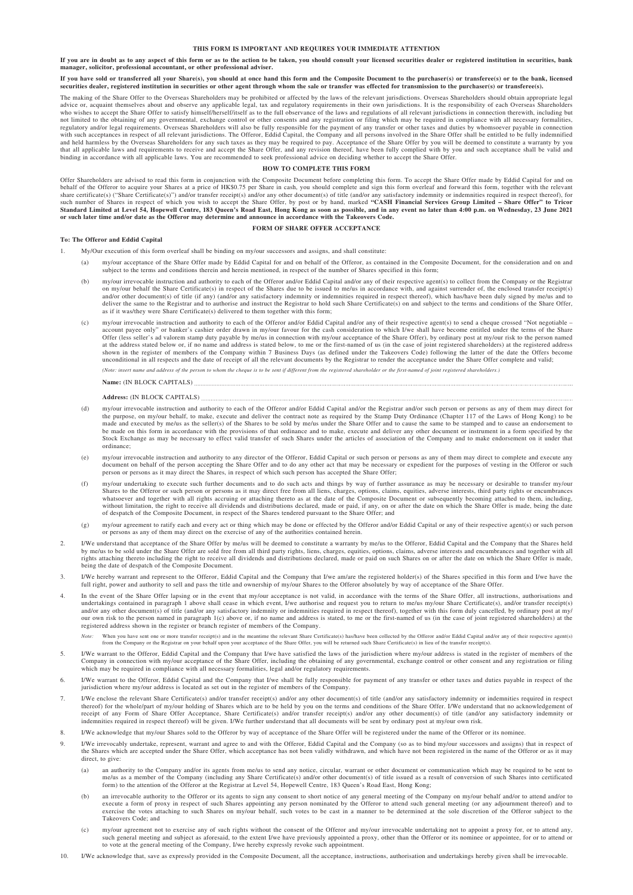**THIS FORM IS IMPORTANT AND REQUIRES YOUR IMMEDIATE ATTENTION**

**If you are in doubt as to any aspect of this form or as to the action to be taken, you should consult your licensed securities dealer or registered institution in securities, bank manager, solicitor, professional accountant, or other professional adviser.**

**If you have sold or transferred all your Share(s), you should at once hand this form and the Composite Document to the purchaser(s) or transferee(s) or to the bank, licensed securities dealer, registered institution in securities or other agent through whom the sale or transfer was effected for transmission to the purchaser(s) or transferee(s).**

The making of the Share Offer to the Overseas Shareholders may be prohibited or affected by the laws of the relevant jurisdictions. Overseas Shareholders should obtain appropriate legal advice or, acquaint themselves about and observe any applicable legal, tax and regulatory requirements in their own jurisdictions. It is the responsibility of each Overseas Shareholders who wishes to accept the Share Offer to satisfy himself/herself/itself as to the full observance of the laws and regulations of all relevant jurisdictions in connection therewith, including but not limited to the obtaining of any governmental, exchange control or other consents and any registration or filing which may be required in compliance with all necessary formalities, regulatory and/or legal requirements. Overseas Shareholders will also be fully responsible for the payment of any transfer or other taxes and duties by whomsoever payable in connection with such acceptances in respect of all relevant jurisdictions. The Offeror, Eddid Capital, the Company and all persons involved in the Share Offer shall be entitled to be fully indemnified and held harmless by the Overseas Shareholders for any such taxes as they may be required to pay. Acceptance of the Share Offer by you will be deemed to constitute a warranty by you that all applicable laws and requirements to receive and accept the Share Offer, and any revision thereof, have been fully complied with by you and such acceptance shall be valid and binding in accordance with all applicable laws. You are recommended to seek professional advice on deciding whether to accept the Share Offer.

## HOW TO COMPLETE THIS FORM

Offer Shareholders are advised to read this form in conjunction with the Composite Document before completing this form. To accept the Share Offer made by Eddid Capital for and on behalf of the Offeror to acquire your Shares at a price of HK$0.75 per Share in cash, you should complete and sign this form overleaf and forward this form, together with the relevant share certificate(s) ("Share Certificate(s)") and/or transfer receipt(s) and/or any other document(s) of title (and/or any satisfactory indemnity or indemnities required in respect thereof), for such number of Shares in respect of which you wish to accept the Share Offer, by post or by hand, marked **"CASH Financial Services Group Limited – Share Offer" to Tricor Standard Limited at Level 54, Hopewell Centre, 183 Queen's Road East, Hong Kong as soon as possible, and in any event no later than 4:00 p.m. on Wednesday, 23 June 2021 or such later time and/or date as the Offeror may determine and announce in accordance with the Takeovers Code.**

## FORM OF SHARE OFFER ACCEPTANCE

**To: The Offeror and Eddid Capital**

1. My/Our execution of this form overleaf shall be binding on my/our successors and assigns, and shall constitute:

   (a) my/our acceptance of the Share Offer made by Eddid Capital for and on behalf of the Offeror, as contained in the Composite Document, for the consideration and on and subject to the terms and conditions therein and herein mentioned, in respect of the number of Shares specified in this form;

   (b) my/our irrevocable instruction and authority to each of the Offeror and/or Eddid Capital and/or any of their respective agent(s) to collect from the Company or the Registrar on my/our behalf the Share Certificate(s) in respect of the Shares due to be issued to me/us in accordance with, and against surrender of, the enclosed transfer receipt(s) and/or other document(s) of title (if any) (and/or any satisfactory indemnity or indemnities required in respect thereof), which has/have been duly signed by me/us and to deliver the same to the Registrar and to authorise and instruct the Registrar to hold such Share Certificate(s) on and subject to the terms and conditions of the Share Offer, as if it was/they were Share Certificate(s) delivered to them together with this form;

   (c) my/our irrevocable instruction and authority to each of the Offeror and/or Eddid Capital and/or any of their respective agent(s) to send a cheque crossed "Not negotiable – account payee only" or banker's cashier order drawn in my/our favour for the cash consideration to which I/we shall have become entitled under the terms of the Share Offer (less seller's ad valorem stamp duty payable by me/us in connection with my/our acceptance of the Share Offer), by ordinary post at my/our risk to the person named at the address stated below or, if no name and address is stated below, to me or the first-named of us (in the case of joint registered shareholders) at the registered address shown in the register of members of the Company within 7 Business Days (as defined under the Takeovers Code) following the latter of the date the Offers become unconditional in all respects and the date of receipt of all the relevant documents by the Registrar to render the acceptance under the Share Offer complete and valid;

   *(Note: insert name and address of the person to whom the cheque is to be sent if different from the registered shareholder or the first-named of joint registered shareholders.)*

   **Name:** (IN BLOCK CAPITALS) ..............................................................................................................................

   **Address:** (IN BLOCK CAPITALS) ..............................................................................................................................

   (d) my/our irrevocable instruction and authority to each of the Offeror and/or Eddid Capital and/or the Registrar and/or such person or persons as any of them may direct for the purpose, on my/our behalf, to make, execute and deliver the contract note as required by the Stamp Duty Ordinance (Chapter 117 of the Laws of Hong Kong) to be made and executed by me/us as the seller(s) of the Shares to be sold by me/us under the Share Offer and to cause the same to be stamped and to cause an endorsement to be made on this form in accordance with the provisions of that ordinance and to make, execute and deliver any other document or instrument in a form specified by the Stock Exchange as may be necessary to effect valid transfer of such Shares under the articles of association of the Company and to make endorsement on it under that ordinance;

   (e) my/our irrevocable instruction and authority to any director of the Offeror, Eddid Capital or such person or persons as any of them may direct to complete and execute any document on behalf of the person accepting the Share Offer and to do any other act that may be necessary or expedient for the purposes of vesting in the Offeror or such person or persons as it may direct the Shares, in respect of which such person has accepted the Share Offer;

   (f) my/our undertaking to execute such further documents and to do such acts and things by way of further assurance as may be necessary or desirable to transfer my/our Shares to the Offeror or such person or persons as it may direct free from all liens, charges, options, claims, equities, adverse interests, third party rights or encumbrances whatsoever and together with all rights accruing or attaching thereto as at the date of the Composite Document or subsequently becoming attached to them, including, without limitation, the right to receive all dividends and distributions declared, made or paid, if any, on or after the date on which the Share Offer is made, being the date of despatch of the Composite Document, in respect of the Shares tendered pursuant to the Share Offer; and

   (g) my/our agreement to ratify each and every act or thing which may be done or effected by the Offeror and/or Eddid Capital or any of their respective agent(s) or such person or persons as any of them may direct on the exercise of any of the authorities contained herein.

2. I/We understand that acceptance of the Share Offer by me/us will be deemed to constitute a warranty by me/us to the Offeror, Eddid Capital and the Company that the Shares held by me/us to be sold under the Share Offer are sold free from all third party rights, liens, charges, equities, options, claims, adverse interests and encumbrances and together with all rights attaching thereto including the right to receive all dividends and distributions declared, made or paid on such Shares on or after the date on which the Share Offer is made, being the date of despatch of the Composite Document.

3. I/We hereby warrant and represent to the Offeror, Eddid Capital and the Company that I/we am/are the registered holder(s) of the Shares specified in this form and I/we have the full right, power and authority to sell and pass the title and ownership of my/our Shares to the Offeror absolutely by way of acceptance of the Share Offer.

4. In the event of the Share Offer lapsing or in the event that my/our acceptance is not valid, in accordance with the terms of the Share Offer, all instructions, authorisations and undertakings contained in paragraph 1 above shall cease in which event, I/we authorise and request you to return to me/us my/our Share Certificate(s), and/or transfer receipt(s) and/or any other document(s) of title (and/or any satisfactory indemnity or indemnities required in respect thereof), together with this form duly cancelled, by ordinary post at my/our own risk to the person named in paragraph 1(c) above or, if no name and address is stated, to me or the first-named of us (in the case of joint registered shareholders) at the registered address shown in the register or branch register of members of the Company.

   *Note:* When you have sent one or more transfer receipt(s) and in the meantime the relevant Share Certificate(s) has/have been collected by the Offeror and/or Eddid Capital and/or any of their respective agent(s) from the Company or the Registrar on your behalf upon your acceptance of the Share Offer, you will be returned such Share Certificate(s) in lieu of the transfer receipt(s).

5. I/We warrant to the Offeror, Eddid Capital and the Company that I/we have satisfied the laws of the jurisdiction where my/our address is stated in the register of members of the Company in connection with my/our acceptance of the Share Offer, including the obtaining of any governmental, exchange control or other consent and any registration or filing which may be required in compliance with all necessary formalities, legal and/or regulatory requirements.

6. I/We warrant to the Offeror, Eddid Capital and the Company that I/we shall be fully responsible for payment of any transfer or other taxes and duties payable in respect of the jurisdiction where my/our address is located as set out in the register of members of the Company.

7. I/We enclose the relevant Share Certificate(s) and/or transfer receipt(s) and/or any other document(s) of title (and/or any satisfactory indemnity or indemnities required in respect thereof) for the whole/part of my/our holding of Shares which are to be held by you on the terms and conditions of the Share Offer. I/We understand that no acknowledgement of receipt of any Form of Share Offer Acceptance, Share Certificate(s) and/or transfer receipt(s) and/or any other document(s) of title (and/or any satisfactory indemnity or indemnities required in respect thereof) will be given. I/We further understand that all documents will be sent by ordinary post at my/our own risk.

8. I/We acknowledge that my/our Shares sold to the Offeror by way of acceptance of the Share Offer will be registered under the name of the Offeror or its nominee.

9. I/We irrevocably undertake, represent, warrant and agree to and with the Offeror, Eddid Capital and the Company (so as to bind my/our successors and assigns) that in respect of the Shares which are accepted under the Share Offer, which acceptance has not been validly withdrawn, and which have not been registered in the name of the Offeror or as it may direct, to give:

   (a) an authority to the Company and/or its agents from me/us to send any notice, circular, warrant or other document or communication which may be required to be sent to me/us as a member of the Company (including any Share Certificate(s) and/or other document(s) of title issued as a result of conversion of such Shares into certificated form) to the attention of the Offeror at the Registrar at Level 54, Hopewell Centre, 183 Queen's Road East, Hong Kong;

   (b) an irrevocable authority to the Offeror or its agents to sign any consent to short notice of any general meeting of the Company on my/our behalf and/or to attend and/or to execute a form of proxy in respect of such Shares appointing any person nominated by the Offeror to attend such general meeting (or any adjournment thereof) and to exercise the votes attaching to such Shares on my/our behalf, such votes to be cast in a manner to be determined at the sole discretion of the Offeror subject to the Takeovers Code; and

   (c) my/our agreement not to exercise any of such rights without the consent of the Offeror and my/our irrevocable undertaking not to appoint a proxy for, or to attend any, such general meeting and subject as aforesaid, to the extent I/we have previously appointed a proxy, other than the Offeror or its nominee or appointee, for or to attend or to vote at the general meeting of the Company, I/we hereby expressly revoke such appointment.

10. I/We acknowledge that, save as expressly provided in the Composite Document, all the acceptance, instructions, authorisation and undertakings hereby given shall be irrevocable.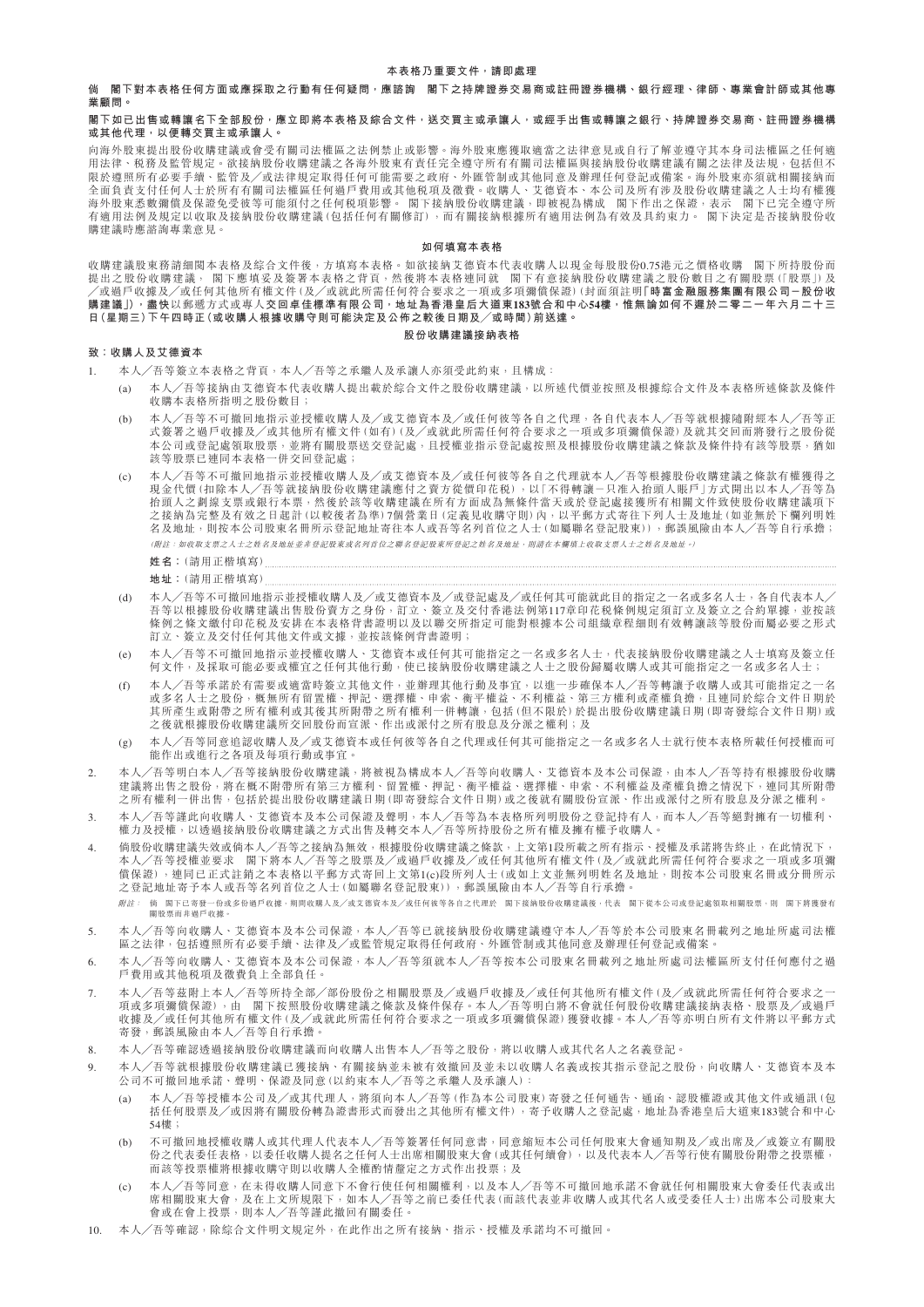**本表格乃重要文件，請即處理**

**倘 閣下對本表格任何方面或應採取之行動有任何疑問，應諮詢 閣下之持牌證券交易商或註冊證券機構、銀行經理、律師、專業會計師或其他專業顧問。**

**閣下如已出售或轉讓名下全部股份，應立即將本表格及綜合文件，送交買主或承讓人，或經手出售或轉讓之銀行、持牌證券交易商、註冊證券機構或其他代理，以便轉交買主或承讓人。**

向海外股東提出股份收購建議或會受有關司法權區之法例禁止或影響。海外股東應獲取適當之法律意見或自行了解並遵守其本身司法權區之任何適用法律、稅務及監管規定。欲接納股份收購建議之各海外股東有責任完全遵守所有有關司法權區與接納股份收購建議有關之法律及法規，包括但不限於遵照所有必要手續、監管及／或法律規定取得任何可能需要之政府、外匯管制或其他同意及辦理任何登記或備案。海外股東亦須就相關接納而全面負責支付任何人士於所有有關司法權區任何過戶費用或其他稅項及徵費。收購人、艾德資本、本公司及所有涉及股份收購建議之人士均有權獲海外股東悉數彌償及保證免受彼等可能須付之任何稅項影響。閣下接納股份收購建議，即被視為構成 閣下作出之保證，表示 閣下已完全遵守所有適用法例及規定以收取及接納股份收購建議(包括任何有關修訂)，而有關接納根據所有適用法例為有效及具約束力。閣下決定是否接納股份收購建議時應諮詢專業意見。

**如何填寫本表格**

收購建議股東務請細閱本表格及綜合文件後，方填寫本表格。如欲接納艾德資本代表收購人以現金每股股份0.75港元之價格收購 閣下所持股份而提出之股份收購建議， 閣下應填妥及簽署本表格之背頁，然後將本表格連同就 閣下有意接納股份收購建議之股份數目之有關股票(「股票」)及／或過戶收據及／或任何其他所有權文件(及／或就此所需任何符合要求之一項或多項彌償保證)(封面須註明「**時富金融服務集團有限公司－股份收購建議**」)，**盡快**以郵遞方式或專人**交回卓佳標準有限公司，地址為香港皇后大道東183號合和中心54樓，惟無論如何不遲於二零二一年六月二十三日(星期三)下午四時正(或收購人根據收購守則可能決定及公佈之較後日期及／或時間)前送達。**

**股份收購建議接納表格**

**致：收購人及艾德資本**

1. 本人／吾等簽立本表格之背頁，本人／吾等之承繼人及承讓人亦須受此約束，且構成：

   (a) 本人／吾等接納由艾德資本代表收購人提出載於綜合文件之股份收購建議，以所述代價並按照及根據綜合文件及本表格所述條款及條件收購本表格所指明之股份數目；

   (b) 本人／吾等不可撤回地指示並授權收購人及／或艾德資本及／或任何彼等各自之代理，各自代表本人／吾等就根據隨附經本人／吾等正式簽署之過戶收據及／或其他所有權文件(如有)(及／或就此所需任何符合要求之一項或多項彌償保證)及就其交回而將發行之股份從本公司或登記處領取股票，並將有關股票送交登記處，且授權並指示登記處按照及根據股份收購建議之條款及條件持有該等股票，猶如該等股票已連同本表格一併交回登記處；

   (c) 本人／吾等不可撤回地指示並授權收購人及／或艾德資本及／或任何彼等各自之代理就本人／吾等根據股份收購建議之條款有權獲得之現金代價(扣除本人／吾等就接納股份收購建議應付之賣方從價印花稅)，以「不得轉讓－只准入抬頭人賬戶」方式開出以本人／吾等為抬頭人之劃線支票或銀行本票，然後於該等收購建議在所有方面成為無條件當天或於登記處接獲所有相關文件致使股份收購建議項下之接納為完整及有效之日起計(以較後者為準)7個營業日(定義見收購守則)內，以平郵方式寄往下列人士及地址(如並無於下欄列明姓名及地址，則按本公司股東名冊所示登記地址寄往本人或吾等名列首位之人士(如屬聯名登記股東))，郵誤風險由本人／吾等自行承擔；

   *(附註：如收取支票之人士之姓名及地址並非登記股東或名列首位之聯名登記股東所登記之姓名及地址，則請在本欄填上收取支票人士之姓名及地址。)*

   姓名：(請用正楷填寫) ........................................................................

   地址：(請用正楷填寫) ........................................................................

   (d) 本人／吾等不可撤回地指示並授權收購人及／或艾德資本及／或登記處及／或任何其可能就此目的指定之一名或多名人士，各自代表本人／吾等以根據股份收購建議出售股份賣方之身份，訂立、簽立及交付香港法例第117章印花稅條例規定須訂立及簽立之合約單據，並按該條例之條文繳付印花稅及安排在本表格背書證明以及以聯交所指定可能對根據本公司組織章程細則有效轉讓該等股份而屬必要之形式訂立、簽立及交付任何其他文件或文據，並按該條例背書證明；

   (e) 本人／吾等不可撤回地指示並授權收購人、艾德資本或任何其可能指定之一名或多名人士，代表接納股份收購建議之人士填寫及簽立任何文件，及採取可能必要或權宜之任何其他行動，使已接納股份收購建議之本人／吾等之股份歸屬收購人或其可能指定之一名或多名人士；

   (f) 本人／吾等承諾於有需要或適當時簽立其他文件，並辦理其他行動及事宜，以進一步確保本人／吾等轉讓予收購人或其可能指定之一名或多名人士之股份，概無所有留置權、押記、選擇權、申索、衡平權益、不利權益、第三方權利或產權負擔，且連同於綜合文件日期於其所產生或附帶之所有權利或其後其所附帶之所有權利一併轉讓，包括(但不限於)於提出股份收購建議日期(即寄發綜合文件日期)或之後就根據股份收購建議所交回股份而宣派、作出或派付之所有股息及分派之權利；及

   (g) 本人／吾等同意追認收購人及／或艾德資本或任何彼等各自之代理或任何其可能指定之一名或多名人士就行使本表格所載任何授權而可能作出或進行之各項及每項行動或事宜。

2. 本人／吾等明白本人／吾等接納股份收購建議，將被視為構成本人／吾等向收購人、艾德資本及本公司保證，由本人／吾等持有根據股份收購建議將出售之股份，將在概不附帶所有第三方權利、留置權、押記、衡平權益、選擇權、申索、不利權益及產權負擔之情況下，連同其所附帶之所有權利一併出售，包括於提出股份收購建議日期(即寄發綜合文件日期)或之後就有關股份宣派、作出或派付之所有股息及分派之權利。

3. 本人／吾等謹此向收購人、艾德資本及本公司保證及聲明，本人／吾等為本表格所列明股份之登記持有人，而本人／吾等絕對擁有一切權利、權力及授權，以透過接納股份收購建議之方式出售及轉交本人／吾等所持股份之所有權及擁有權予收購人。

4. 倘股份收購建議失效或倘本人／吾等之接納為無效，根據股份收購建議之條款，上文第1段所載之所有指示、授權及承諾將告終止，在此情況下，本人／吾等授權並要求 閣下將本人／吾等之股票及／或過戶收據及／或任何其他所有權文件(及／或就此所需任何符合要求之一項或多項彌償保證)，連同已正式註銷之本表格以平郵方式寄回上文第1(c)段所列人士(或如上文並無列明姓名及地址，則按本公司股東名冊或分冊所示之登記地址寄予本人或吾等名列首位之人士(如屬聯名登記股東))，郵誤風險由本人／吾等自行承擔。

   *附註：倘 閣下已寄發一份或多份過戶收據，期間收購人及／或艾德資本及／或任何彼等各自之代理於 閣下接納股份收購建議後，代表 閣下從本公司或登記處領取相關股票，則 閣下將獲發有關股票而非過戶收據。*

5. 本人／吾等向收購人、艾德資本及本公司保證，本人／吾等已就接納股份收購建議遵守本人／吾等於本公司股東名冊載列之地址所處司法權區之法律，包括遵照所有必要手續、法律及／或監管規定取得任何政府、外匯管制或其他同意及辦理任何登記或備案。

6. 本人／吾等向收購人、艾德資本及本公司保證，本人／吾等須就本人／吾等按本公司股東名冊載列之地址所處司法權區所支付任何應付之過戶費用或其他稅項及徵費負上全部責任。

7. 本人／吾等茲附上本人／吾等所持全部／部份股份之相關股票及／或過戶收據及／或任何其他所有權文件(及／或就此所需任何符合要求之一項或多項彌償保證)，由 閣下按照股份收購建議之條款及條件保存。本人／吾等明白將不會就任何股份收購建議接納表格、股票及／或過戶收據及／或任何其他所有權文件(及／或就此所需任何符合要求之一項或多項彌償保證)獲發收據。本人／吾等亦明白所有文件將以平郵方式寄發，郵誤風險由本人／吾等自行承擔。

8. 本人／吾等確認透過接納股份收購建議而向收購人出售本人／吾等之股份，將以收購人或其代名人之名義登記。

9. 本人／吾等就根據股份收購建議已獲接納、有關接納並未被有效撤回及並未以收購人名義或按其指示登記之股份，向收購人、艾德資本及本公司不可撤回地承諾、聲明、保證及同意(以約束本人／吾等之承繼人及承讓人)：

   (a) 本人／吾等授權本公司及／或其代理人，將須向本人／吾等(作為本公司股東)寄發之任何通告、通函、認股權證或其他文件或通訊(包括任何股票及／或因將有關股份轉為證書形式而發出之其他所有權文件)，寄予收購人之登記處，地址為香港皇后大道東183號合和中心54樓；

   (b) 不可撤回地授權收購人或其代理人代表本人／吾等簽署任何同意書，同意縮短本公司任何股東大會通知期及／或出席及／或簽立有關股份之代表委任表格，以委任收購人提名之任何人士出席相關股東大會(或其任何續會)，以及代表本人／吾等行使有關股份附帶之投票權，而該等投票權將根據收購守則以收購人全權酌情釐定之方式作出投票；及

   (c) 本人／吾等同意，在未得收購人同意下不會行使任何相關權利，以及本人／吾等不可撤回地承諾不會就任何相關股東大會委任代表或出席相關股東大會，及在上文所規限下，如本人／吾等之前已委任代表(而該代表並非收購人或其代名人或受委任人士)出席本公司股東大會或在會上投票，則本人／吾等謹此撤回有關委任。

10. 本人／吾等確認，除綜合文件明文規定外，在此作出之所有接納、指示、授權及承諾均不可撤回。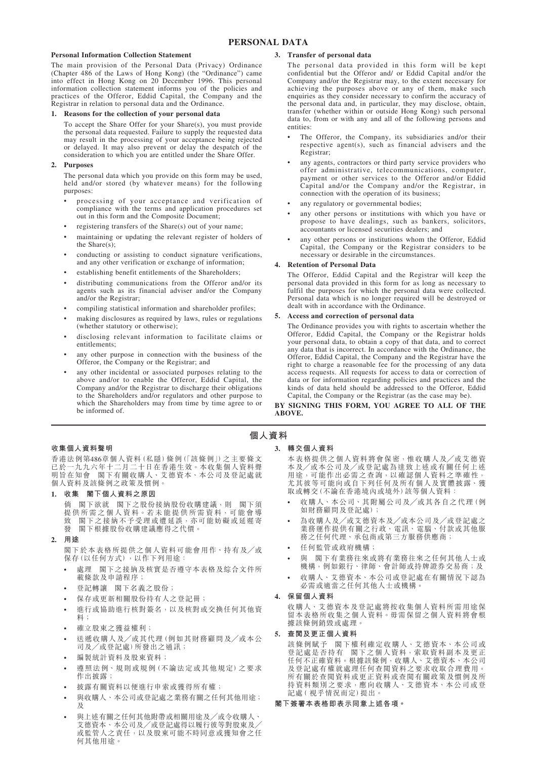# PERSONAL DATA

**Personal Information Collection Statement**

The main provision of the Personal Data (Privacy) Ordinance (Chapter 486 of the Laws of Hong Kong) (the "Ordinance") came into effect in Hong Kong on 20 December 1996. This personal information collection statement informs you of the policies and practices of the Offeror, Eddid Capital, the Company and the Registrar in relation to personal data and the Ordinance.

**1. Reasons for the collection of your personal data**

To accept the Share Offer for your Share(s), you must provide the personal data requested. Failure to supply the requested data may result in the processing of your acceptance being rejected or delayed. It may also prevent or delay the despatch of the consideration to which you are entitled under the Share Offer.

**2. Purposes**

The personal data which you provide on this form may be used, held and/or stored (by whatever means) for the following purposes:

- processing of your acceptance and verification of compliance with the terms and application procedures set out in this form and the Composite Document;
- registering transfers of the Share(s) out of your name;
- maintaining or updating the relevant register of holders of the Share(s);
- conducting or assisting to conduct signature verifications, and any other verification or exchange of information;
- establishing benefit entitlements of the Shareholders;
- distributing communications from the Offeror and/or its agents such as its financial adviser and/or the Company and/or the Registrar;
- compiling statistical information and shareholder profiles;
- making disclosures as required by laws, rules or regulations (whether statutory or otherwise);
- disclosing relevant information to facilitate claims or entitlements;
- any other purpose in connection with the business of the Offeror, the Company or the Registrar; and
- any other incidental or associated purposes relating to the above and/or to enable the Offeror, Eddid Capital, the Company and/or the Registrar to discharge their obligations to the Shareholders and/or regulators and other purpose to which the Shareholders may from time by time agree to or be informed of.

**3. Transfer of personal data**

The personal data provided in this form will be kept confidential but the Offeror and/ or Eddid Capital and/or the Company and/or the Registrar may, to the extent necessary for achieving the purposes above or any of them, make such enquiries as they consider necessary to confirm the accuracy of the personal data and, in particular, they may disclose, obtain, transfer (whether within or outside Hong Kong) such personal data to, from or with any and all of the following persons and entities:

- The Offeror, the Company, its subsidiaries and/or their respective agent(s), such as financial advisers and the Registrar;
- any agents, contractors or third party service providers who offer administrative, telecommunications, computer, payment or other services to the Offeror and/or Eddid Capital and/or the Company and/or the Registrar, in connection with the operation of its business;
- any regulatory or governmental bodies;
- any other persons or institutions with which you have or propose to have dealings, such as bankers, solicitors, accountants or licensed securities dealers; and
- any other persons or institutions whom the Offeror, Eddid Capital, the Company or the Registrar considers to be necessary or desirable in the circumstances.

**4. Retention of Personal Data**

The Offeror, Eddid Capital and the Registrar will keep the personal data provided in this form for as long as necessary to fulfil the purposes for which the personal data were collected. Personal data which is no longer required will be destroyed or dealt with in accordance with the Ordinance.

**5. Access and correction of personal data**

The Ordinance provides you with rights to ascertain whether the Offeror, Eddid Capital, the Company or the Registrar holds your personal data, to obtain a copy of that data, and to correct any data that is incorrect. In accordance with the Ordinance, the Offeror, Eddid Capital, the Company and the Registrar have the right to charge a reasonable fee for the processing of any data access requests. All requests for access to data or correction of data or for information regarding policies and practices and the kinds of data held should be addressed to the Offeror, Eddid Capital, the Company or the Registrar (as the case may be).

**BY SIGNING THIS FORM, YOU AGREE TO ALL OF THE ABOVE.**

# 個人資料

**收集個人資料聲明**

香港法例第486章個人資料(私隱)條例(「該條例」)之主要條文已於一九九六年十二月二十日在香港生效。本收集個人資料聲明旨在知會　閣下有關收購人、艾德資本、本公司及登記處就個人資料及該條例之政策及慣例。

**1. 收集　閣下個人資料之原因**

倘　閣下欲就　閣下之股份接納股份收購建議，則　閣下須提供所需之個人資料。若未能提供所需資料，可能會導致　閣下之接納不予受理或遭延誤，亦可能妨礙或延遲寄發　閣下根據股份收購建議應得之代價。

**2. 用途**

閣下於本表格所提供之個人資料可能會用作、持有及╱或保存(以任何方式)，以作下列用途：

- 處理　閣下之接納及核實是否遵守本表格及綜合文件所載條款及申請程序；
- 登記轉讓　閣下名義之股份；
- 保存或更新相關股份持有人之登記冊；
- 進行或協助進行核對簽名，以及核對或交換任何其他資料；
- 確立股東之獲益權利；
- 送遞收購人及╱或其代理(例如其財務顧問及╱或本公司及╱或登記處)所發出之通訊；
- 編製統計資料及股東資料；
- 遵照法例、規則或規例(不論法定或其他規定)之要求作出披露；
- 披露有關資料以便進行申索或獲得所有權；
- 與收購人、本公司或登記處之業務有關之任何其他用途；及
- 與上述有關之任何其他附帶或相關用途及╱或令收購人、艾德資本、本公司及╱或登記處得以履行彼等對股東及╱或監管人之責任，以及股東可能不時同意或獲知會之任何其他用途。

**3. 轉交個人資料**

本表格提供之個人資料將會保密，惟收購人及╱或艾德資本及╱或本公司及╱或登記處為達致上述或有關任何上述用途，可能作出必需之查詢，以確認個人資料之準確性，尤其彼等可能向或自下列任何及所有個人及實體披露、獲取或轉交(不論在香港境內或境外)該等個人資料：

- 收購人、本公司、其附屬公司及╱或其各自之代理(例如財務顧問及登記處)；
- 為收購人及╱或艾德資本及╱或本公司及╱或登記處之業務運作提供有關之行政、電訊、電腦、付款或其他服務之任何代理、承包商或第三方服務供應商；
- 任何監管或政府機構；
- 與　閣下有業務往來或將有業務往來之任何其他人士或機構，例如銀行、律師、會計師或持牌證券交易商；及
- 收購人、艾德資本、本公司或登記處在有關情況下認為必需或適當之任何其他人士或機構。

**4. 保留個人資料**

收購人、艾德資本及登記處將按收集個人資料所需用途保留本表格所收集之個人資料。毋需保留之個人資料將會根據該條例銷毀或處理。

**5. 查閱及更正個人資料**

該條例賦予　閣下權利確定收購人、艾德資本、本公司或登記處是否持有　閣下之個人資料，索取資料副本及更正任何不正確資料。根據該條例，收購人、艾德資本、本公司及登記處有權就處理任何查閱資料之要求收取合理費用。所有關於查閱資料或更正資料或查閱有關政策及慣例及所持資料類別之要求，應向收購人、艾德資本、本公司或登記處(視乎情況而定)提出。

**閣下簽署本表格即表示同意上述各項。**